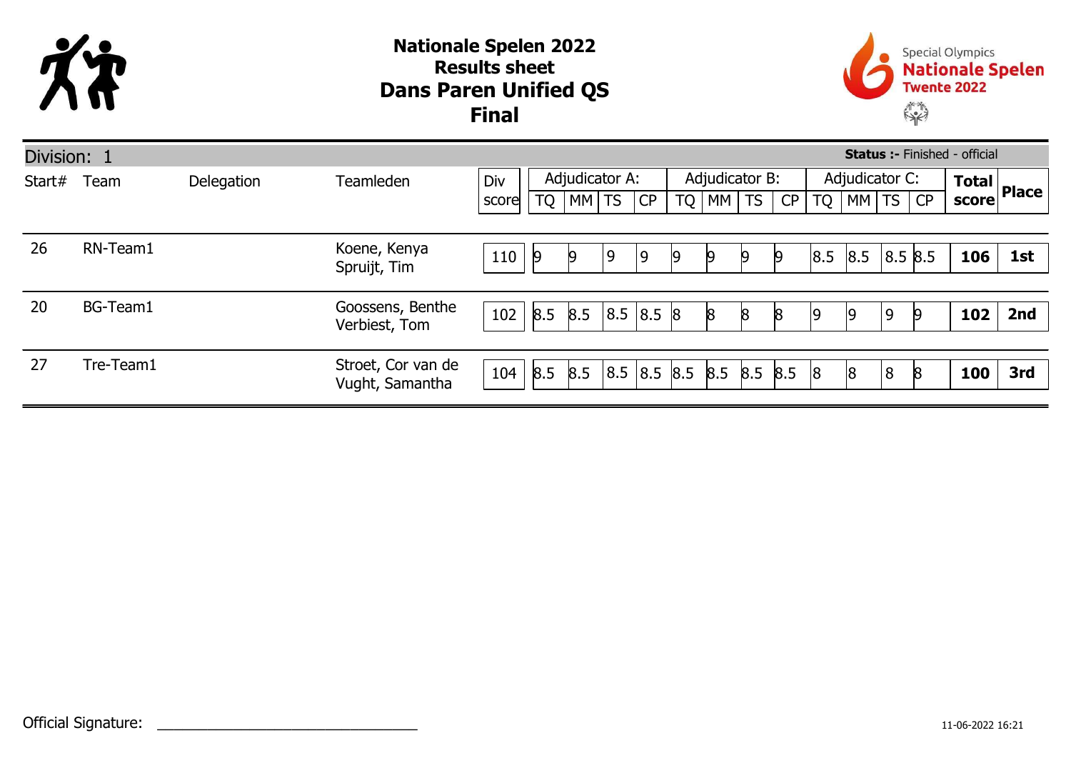# Nationale Spelen 2022
## Results sheet
## Dans Paren Unified QS
## Final

Special Olympics **Nationale Spelen** Twente 2022

Division: 1 **Status :-** Finished - official

| Start# | Team | Delegation | Teamleden | Div score | Adjudicator A: | | | | Adjudicator B: | | | | Adjudicator C: | | | | Total score | Place |
|---|---|---|---|---|---|---|---|---|---|---|---|---|---|---|---|---|---|---|
| | | | | | TQ | MM | TS | CP | TQ | MM | TS | CP | TQ | MM | TS | CP | | |
| 26 | RN-Team1 | | Koene, Kenya<br>Spruijt, Tim | 110 | 9 | 9 | 9 | 9 | 9 | 9 | 9 | 9 | 8.5 | 8.5 | 8.5 | 8.5 | **106** | **1st** |
| 20 | BG-Team1 | | Goossens, Benthe<br>Verbiest, Tom | 102 | 8.5 | 8.5 | 8.5 | 8.5 | 8 | 8 | 8 | 8 | 9 | 9 | 9 | 9 | **102** | **2nd** |
| 27 | Tre-Team1 | | Stroet, Cor van de<br>Vught, Samantha | 104 | 8.5 | 8.5 | 8.5 | 8.5 | 8.5 | 8.5 | 8.5 | 8.5 | 8 | 8 | 8 | 8 | **100** | **3rd** |

Official Signature: ______________________________

11-06-2022 16:21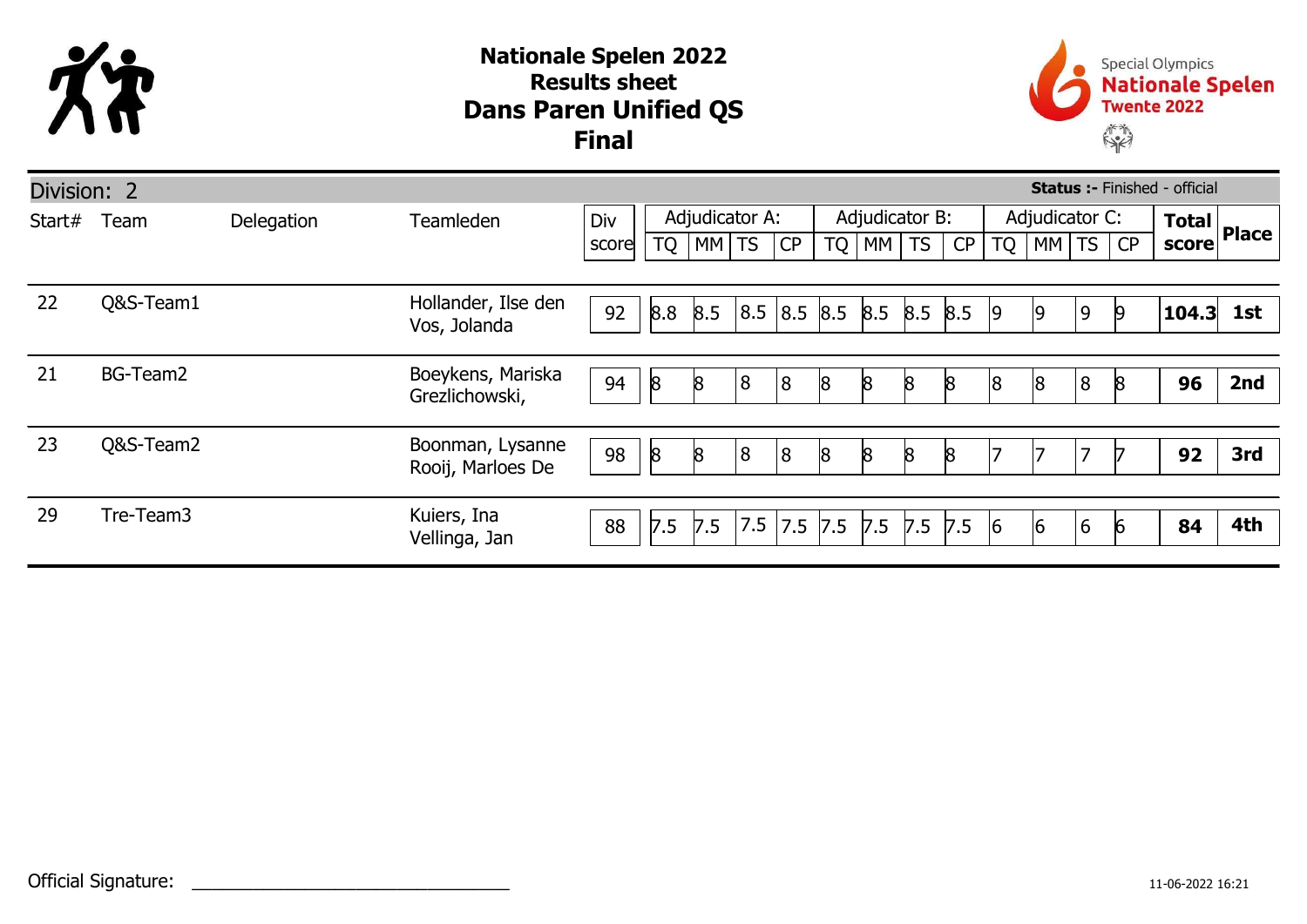# Nationale Spelen 2022

## Results sheet

## Dans Paren Unified QS

## Final

Division: 2

**Status :-** Finished - official

| Start# | Team | Delegation | Teamleden | Div score | Adjudicator A: | | | | Adjudicator B: | | | | Adjudicator C: | | | | Total score | Place |
|---|---|---|---|---|---|---|---|---|---|---|---|---|---|---|---|---|---|---|
| | | | | | TQ | MM | TS | CP | TQ | MM | TS | CP | TQ | MM | TS | CP | | |
| 22 | Q&S-Team1 | | Hollander, Ilse den<br>Vos, Jolanda | 92 | 8.8 | 8.5 | 8.5 | 8.5 | 8.5 | 8.5 | 8.5 | 8.5 | 9 | 9 | 9 | 9 | **104.3** | **1st** |
| 21 | BG-Team2 | | Boeykens, Mariska<br>Grezlichowski, | 94 | 8 | 8 | 8 | 8 | 8 | 8 | 8 | 8 | 8 | 8 | 8 | 8 | **96** | **2nd** |
| 23 | Q&S-Team2 | | Boonman, Lysanne<br>Rooij, Marloes De | 98 | 8 | 8 | 8 | 8 | 8 | 8 | 8 | 8 | 7 | 7 | 7 | 7 | **92** | **3rd** |
| 29 | Tre-Team3 | | Kuiers, Ina<br>Vellinga, Jan | 88 | 7.5 | 7.5 | 7.5 | 7.5 | 7.5 | 7.5 | 7.5 | 7.5 | 6 | 6 | 6 | 6 | **84** | **4th** |

Official Signature: ______________________________

11-06-2022 16:21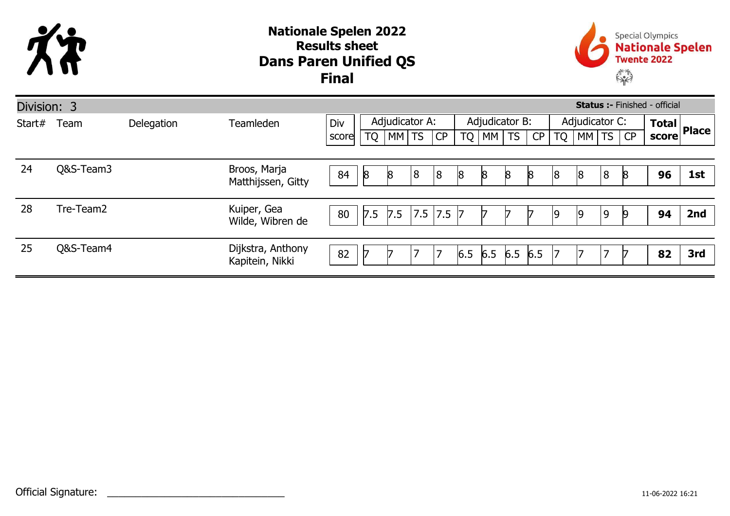# Nationale Spelen 2022
## Results sheet
## Dans Paren Unified QS
## Final

Division: 3 **Status :-** Finished - official

| Start# | Team | Delegation | Teamleden | Div score | Adjudicator A: | | | | Adjudicator B: | | | | Adjudicator C: | | | | Total score | Place |
|---|---|---|---|---|---|---|---|---|---|---|---|---|---|---|---|---|---|---|
| | | | | | TQ | MM | TS | CP | TQ | MM | TS | CP | TQ | MM | TS | CP | | |
| 24 | Q&S-Team3 | | Broos, Marja<br>Matthijssen, Gitty | 84 | 8 | 8 | 8 | 8 | 8 | 8 | 8 | 8 | 8 | 8 | 8 | 8 | **96** | **1st** |
| 28 | Tre-Team2 | | Kuiper, Gea<br>Wilde, Wibren de | 80 | 7.5 | 7.5 | 7.5 | 7.5 | 7 | 7 | 7 | 7 | 9 | 9 | 9 | 9 | **94** | **2nd** |
| 25 | Q&S-Team4 | | Dijkstra, Anthony<br>Kapitein, Nikki | 82 | 7 | 7 | 7 | 7 | 6.5 | 6.5 | 6.5 | 6.5 | 7 | 7 | 7 | 7 | **82** | **3rd** |

Official Signature: ______________________________

11-06-2022 16:21